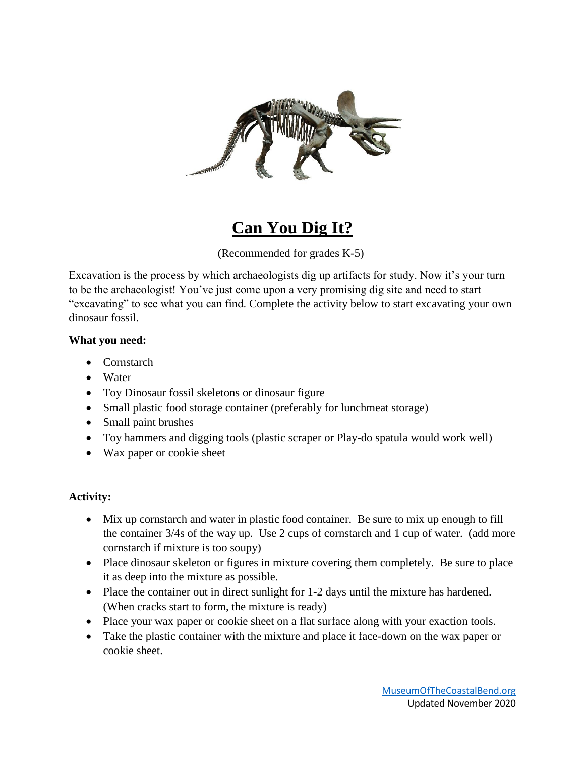# Can You Dig It?

(Recommended for grades K-5)

Excavation is the process by which archaeologists dig up artifacts for study. Now it's your turn to be the archaeologist! You've just come upon a very promising dig site and need to start "excavating" to see what you can find. Complete the activity below to start excavating your own dinosaur fossil.

**What you need:**

- Cornstarch
- Water
- Toy Dinosaur fossil skeletons or dinosaur figure
- Small plastic food storage container (preferably for lunchmeat storage)
- Small paint brushes
- Toy hammers and digging tools (plastic scraper or Play-do spatula would work well)
- Wax paper or cookie sheet

**Activity:**

- Mix up cornstarch and water in plastic food container. Be sure to mix up enough to fill the container 3/4s of the way up. Use 2 cups of cornstarch and 1 cup of water. (add more cornstarch if mixture is too soupy)
- Place dinosaur skeleton or figures in mixture covering them completely. Be sure to place it as deep into the mixture as possible.
- Place the container out in direct sunlight for 1-2 days until the mixture has hardened. (When cracks start to form, the mixture is ready)
- Place your wax paper or cookie sheet on a flat surface along with your exaction tools.
- Take the plastic container with the mixture and place it face-down on the wax paper or cookie sheet.

MuseumOfTheCoastalBend.org
Updated November 2020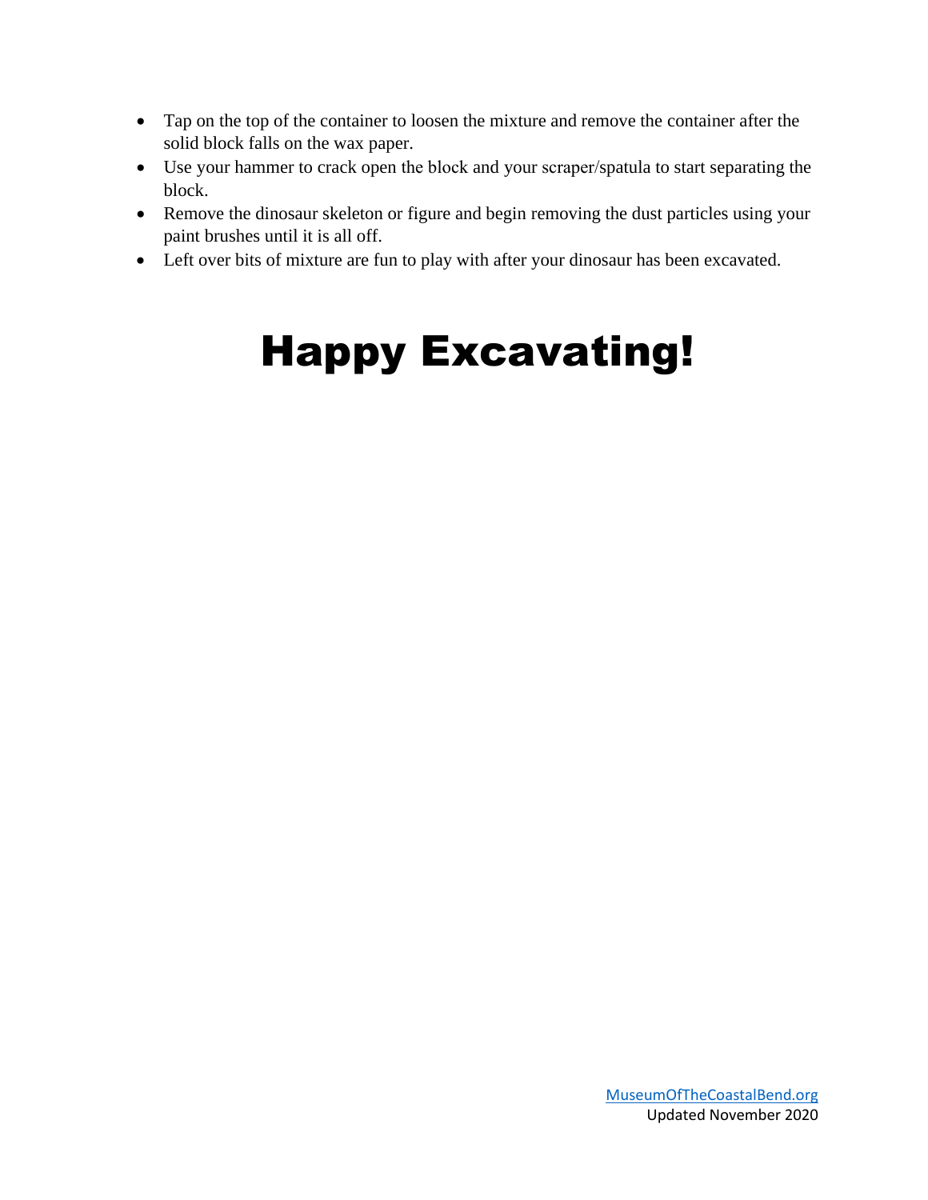- Tap on the top of the container to loosen the mixture and remove the container after the solid block falls on the wax paper.
- Use your hammer to crack open the block and your scraper/spatula to start separating the block.
- Remove the dinosaur skeleton or figure and begin removing the dust particles using your paint brushes until it is all off.
- Left over bits of mixture are fun to play with after your dinosaur has been excavated.

# Happy Excavating!

MuseumOfTheCoastalBend.org
Updated November 2020